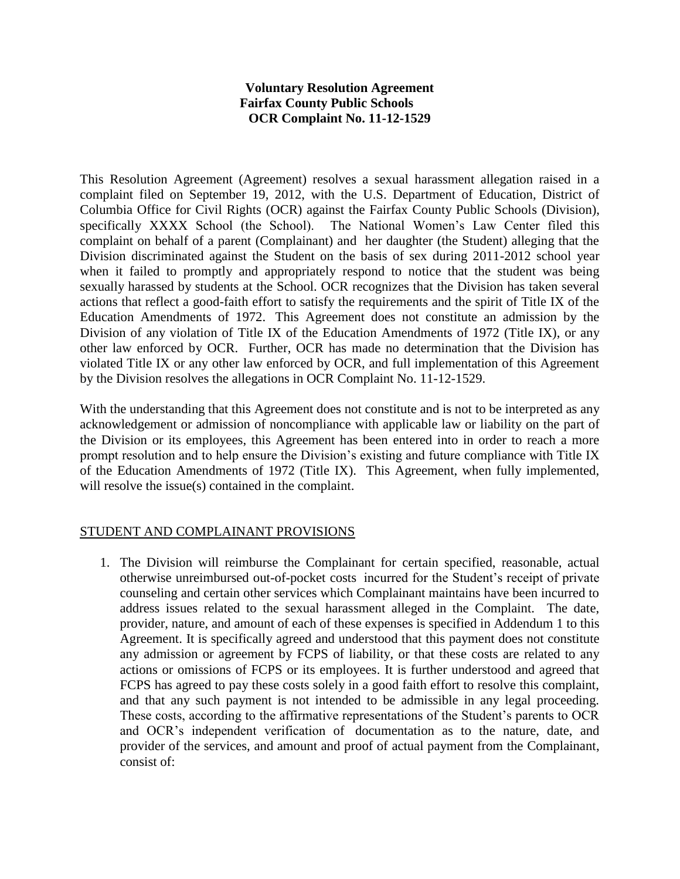**Voluntary Resolution Agreement**
**Fairfax County Public Schools**
**OCR Complaint No. 11-12-1529**

This Resolution Agreement (Agreement) resolves a sexual harassment allegation raised in a complaint filed on September 19, 2012, with the U.S. Department of Education, District of Columbia Office for Civil Rights (OCR) against the Fairfax County Public Schools (Division), specifically XXXX School (the School). The National Women's Law Center filed this complaint on behalf of a parent (Complainant) and her daughter (the Student) alleging that the Division discriminated against the Student on the basis of sex during 2011-2012 school year when it failed to promptly and appropriately respond to notice that the student was being sexually harassed by students at the School. OCR recognizes that the Division has taken several actions that reflect a good-faith effort to satisfy the requirements and the spirit of Title IX of the Education Amendments of 1972. This Agreement does not constitute an admission by the Division of any violation of Title IX of the Education Amendments of 1972 (Title IX), or any other law enforced by OCR. Further, OCR has made no determination that the Division has violated Title IX or any other law enforced by OCR, and full implementation of this Agreement by the Division resolves the allegations in OCR Complaint No. 11-12-1529.

With the understanding that this Agreement does not constitute and is not to be interpreted as any acknowledgement or admission of noncompliance with applicable law or liability on the part of the Division or its employees, this Agreement has been entered into in order to reach a more prompt resolution and to help ensure the Division's existing and future compliance with Title IX of the Education Amendments of 1972 (Title IX). This Agreement, when fully implemented, will resolve the issue(s) contained in the complaint.

STUDENT AND COMPLAINANT PROVISIONS

1. The Division will reimburse the Complainant for certain specified, reasonable, actual otherwise unreimbursed out-of-pocket costs incurred for the Student's receipt of private counseling and certain other services which Complainant maintains have been incurred to address issues related to the sexual harassment alleged in the Complaint. The date, provider, nature, and amount of each of these expenses is specified in Addendum 1 to this Agreement. It is specifically agreed and understood that this payment does not constitute any admission or agreement by FCPS of liability, or that these costs are related to any actions or omissions of FCPS or its employees. It is further understood and agreed that FCPS has agreed to pay these costs solely in a good faith effort to resolve this complaint, and that any such payment is not intended to be admissible in any legal proceeding. These costs, according to the affirmative representations of the Student's parents to OCR and OCR's independent verification of documentation as to the nature, date, and provider of the services, and amount and proof of actual payment from the Complainant, consist of: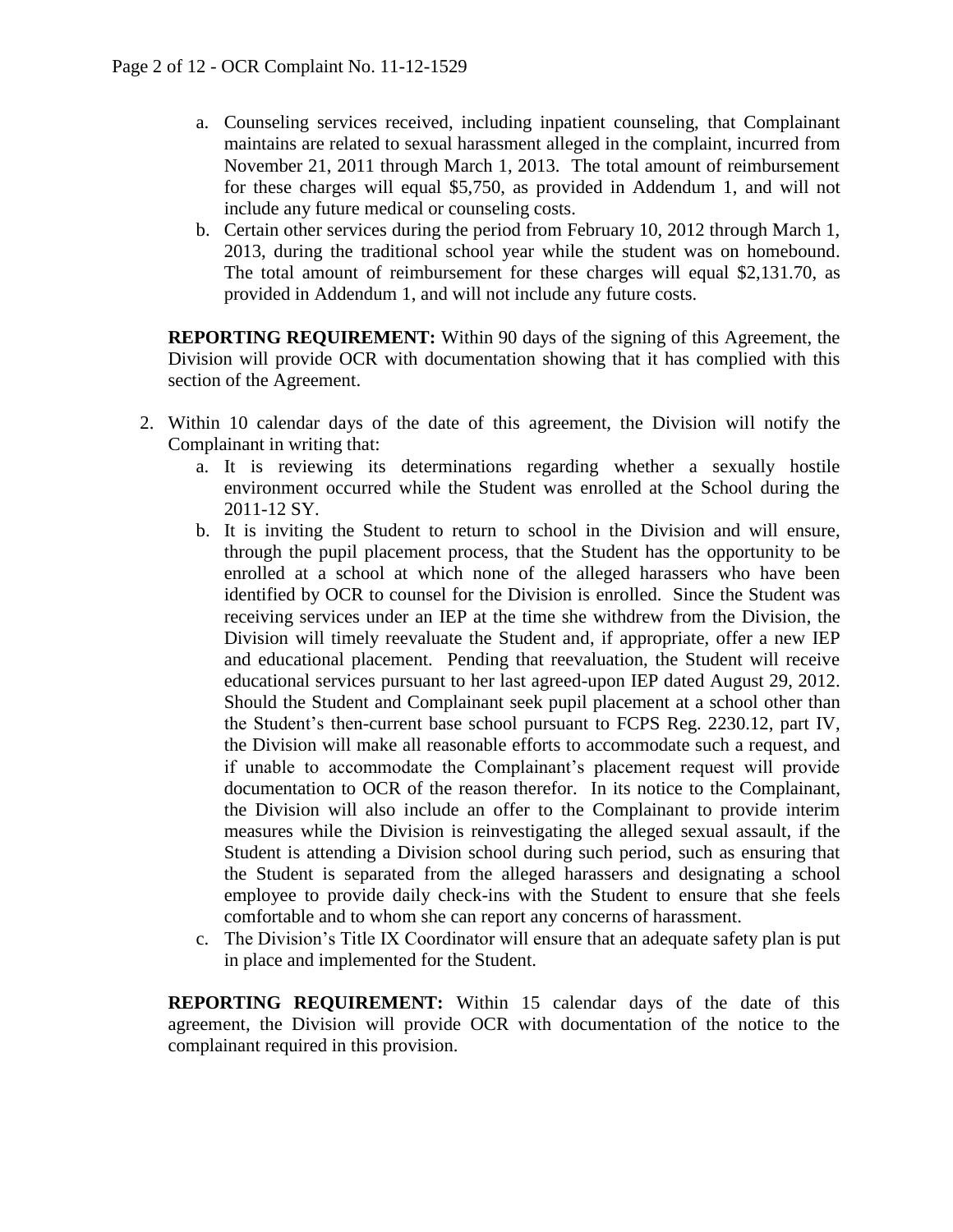a. Counseling services received, including inpatient counseling, that Complainant maintains are related to sexual harassment alleged in the complaint, incurred from November 21, 2011 through March 1, 2013. The total amount of reimbursement for these charges will equal $5,750, as provided in Addendum 1, and will not include any future medical or counseling costs.
b. Certain other services during the period from February 10, 2012 through March 1, 2013, during the traditional school year while the student was on homebound. The total amount of reimbursement for these charges will equal $2,131.70, as provided in Addendum 1, and will not include any future costs.

**REPORTING REQUIREMENT:** Within 90 days of the signing of this Agreement, the Division will provide OCR with documentation showing that it has complied with this section of the Agreement.

2. Within 10 calendar days of the date of this agreement, the Division will notify the Complainant in writing that:
   a. It is reviewing its determinations regarding whether a sexually hostile environment occurred while the Student was enrolled at the School during the 2011-12 SY.
   b. It is inviting the Student to return to school in the Division and will ensure, through the pupil placement process, that the Student has the opportunity to be enrolled at a school at which none of the alleged harassers who have been identified by OCR to counsel for the Division is enrolled. Since the Student was receiving services under an IEP at the time she withdrew from the Division, the Division will timely reevaluate the Student and, if appropriate, offer a new IEP and educational placement. Pending that reevaluation, the Student will receive educational services pursuant to her last agreed-upon IEP dated August 29, 2012. Should the Student and Complainant seek pupil placement at a school other than the Student's then-current base school pursuant to FCPS Reg. 2230.12, part IV, the Division will make all reasonable efforts to accommodate such a request, and if unable to accommodate the Complainant's placement request will provide documentation to OCR of the reason therefor. In its notice to the Complainant, the Division will also include an offer to the Complainant to provide interim measures while the Division is reinvestigating the alleged sexual assault, if the Student is attending a Division school during such period, such as ensuring that the Student is separated from the alleged harassers and designating a school employee to provide daily check-ins with the Student to ensure that she feels comfortable and to whom she can report any concerns of harassment.
   c. The Division's Title IX Coordinator will ensure that an adequate safety plan is put in place and implemented for the Student.

**REPORTING REQUIREMENT:** Within 15 calendar days of the date of this agreement, the Division will provide OCR with documentation of the notice to the complainant required in this provision.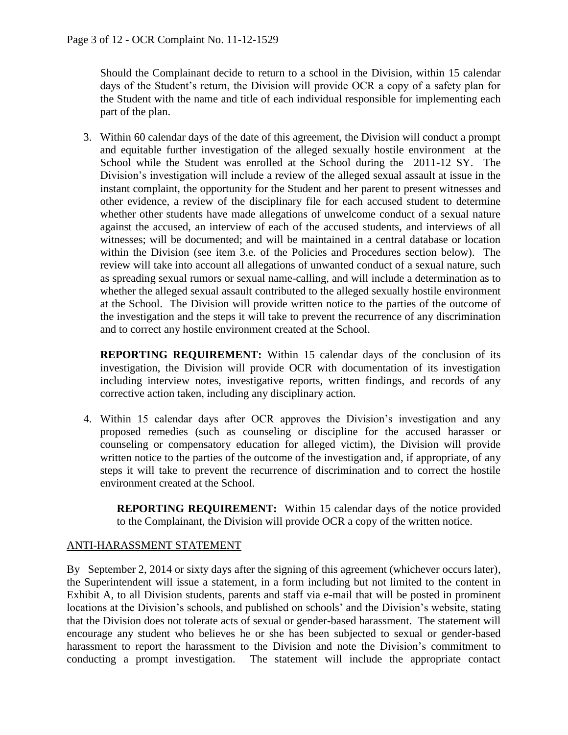Should the Complainant decide to return to a school in the Division, within 15 calendar days of the Student's return, the Division will provide OCR a copy of a safety plan for the Student with the name and title of each individual responsible for implementing each part of the plan.

3. Within 60 calendar days of the date of this agreement, the Division will conduct a prompt and equitable further investigation of the alleged sexually hostile environment at the School while the Student was enrolled at the School during the 2011-12 SY. The Division's investigation will include a review of the alleged sexual assault at issue in the instant complaint, the opportunity for the Student and her parent to present witnesses and other evidence, a review of the disciplinary file for each accused student to determine whether other students have made allegations of unwelcome conduct of a sexual nature against the accused, an interview of each of the accused students, and interviews of all witnesses; will be documented; and will be maintained in a central database or location within the Division (see item 3.e. of the Policies and Procedures section below). The review will take into account all allegations of unwanted conduct of a sexual nature, such as spreading sexual rumors or sexual name-calling, and will include a determination as to whether the alleged sexual assault contributed to the alleged sexually hostile environment at the School. The Division will provide written notice to the parties of the outcome of the investigation and the steps it will take to prevent the recurrence of any discrimination and to correct any hostile environment created at the School.

   **REPORTING REQUIREMENT:** Within 15 calendar days of the conclusion of its investigation, the Division will provide OCR with documentation of its investigation including interview notes, investigative reports, written findings, and records of any corrective action taken, including any disciplinary action.

4. Within 15 calendar days after OCR approves the Division's investigation and any proposed remedies (such as counseling or discipline for the accused harasser or counseling or compensatory education for alleged victim), the Division will provide written notice to the parties of the outcome of the investigation and, if appropriate, of any steps it will take to prevent the recurrence of discrimination and to correct the hostile environment created at the School.

   **REPORTING REQUIREMENT:** Within 15 calendar days of the notice provided to the Complainant, the Division will provide OCR a copy of the written notice.

## ANTI-HARASSMENT STATEMENT

By September 2, 2014 or sixty days after the signing of this agreement (whichever occurs later), the Superintendent will issue a statement, in a form including but not limited to the content in Exhibit A, to all Division students, parents and staff via e-mail that will be posted in prominent locations at the Division's schools, and published on schools' and the Division's website, stating that the Division does not tolerate acts of sexual or gender-based harassment. The statement will encourage any student who believes he or she has been subjected to sexual or gender-based harassment to report the harassment to the Division and note the Division's commitment to conducting a prompt investigation. The statement will include the appropriate contact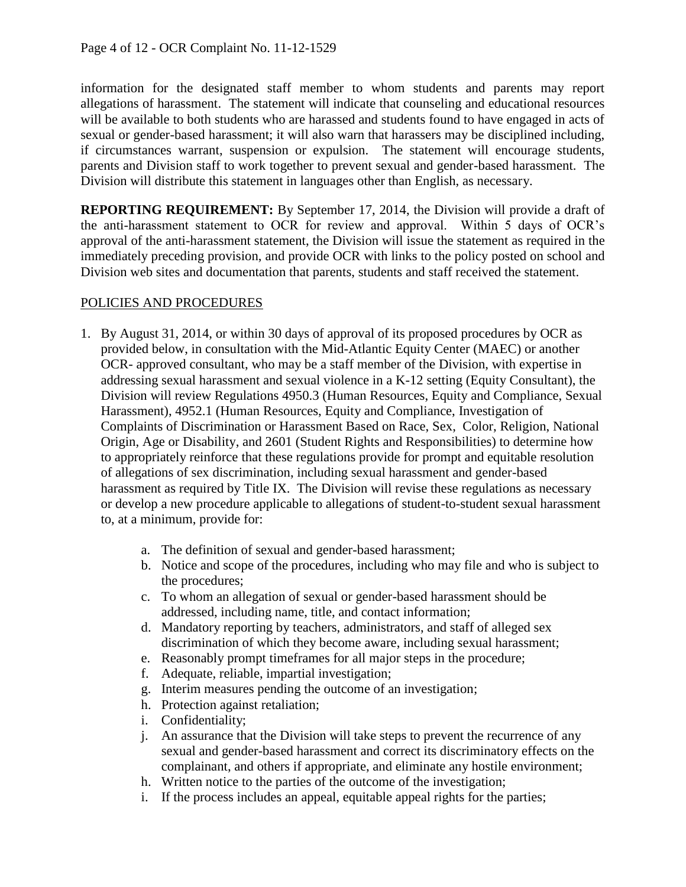information for the designated staff member to whom students and parents may report allegations of harassment. The statement will indicate that counseling and educational resources will be available to both students who are harassed and students found to have engaged in acts of sexual or gender-based harassment; it will also warn that harassers may be disciplined including, if circumstances warrant, suspension or expulsion. The statement will encourage students, parents and Division staff to work together to prevent sexual and gender-based harassment. The Division will distribute this statement in languages other than English, as necessary.

**REPORTING REQUIREMENT:** By September 17, 2014, the Division will provide a draft of the anti-harassment statement to OCR for review and approval. Within 5 days of OCR's approval of the anti-harassment statement, the Division will issue the statement as required in the immediately preceding provision, and provide OCR with links to the policy posted on school and Division web sites and documentation that parents, students and staff received the statement.

<u>POLICIES AND PROCEDURES</u>

1. By August 31, 2014, or within 30 days of approval of its proposed procedures by OCR as provided below, in consultation with the Mid-Atlantic Equity Center (MAEC) or another OCR- approved consultant, who may be a staff member of the Division, with expertise in addressing sexual harassment and sexual violence in a K-12 setting (Equity Consultant), the Division will review Regulations 4950.3 (Human Resources, Equity and Compliance, Sexual Harassment), 4952.1 (Human Resources, Equity and Compliance, Investigation of Complaints of Discrimination or Harassment Based on Race, Sex, Color, Religion, National Origin, Age or Disability, and 2601 (Student Rights and Responsibilities) to determine how to appropriately reinforce that these regulations provide for prompt and equitable resolution of allegations of sex discrimination, including sexual harassment and gender-based harassment as required by Title IX. The Division will revise these regulations as necessary or develop a new procedure applicable to allegations of student-to-student sexual harassment to, at a minimum, provide for:

   a. The definition of sexual and gender-based harassment;
   b. Notice and scope of the procedures, including who may file and who is subject to the procedures;
   c. To whom an allegation of sexual or gender-based harassment should be addressed, including name, title, and contact information;
   d. Mandatory reporting by teachers, administrators, and staff of alleged sex discrimination of which they become aware, including sexual harassment;
   e. Reasonably prompt timeframes for all major steps in the procedure;
   f. Adequate, reliable, impartial investigation;
   g. Interim measures pending the outcome of an investigation;
   h. Protection against retaliation;
   i. Confidentiality;
   j. An assurance that the Division will take steps to prevent the recurrence of any sexual and gender-based harassment and correct its discriminatory effects on the complainant, and others if appropriate, and eliminate any hostile environment;
   h. Written notice to the parties of the outcome of the investigation;
   i. If the process includes an appeal, equitable appeal rights for the parties;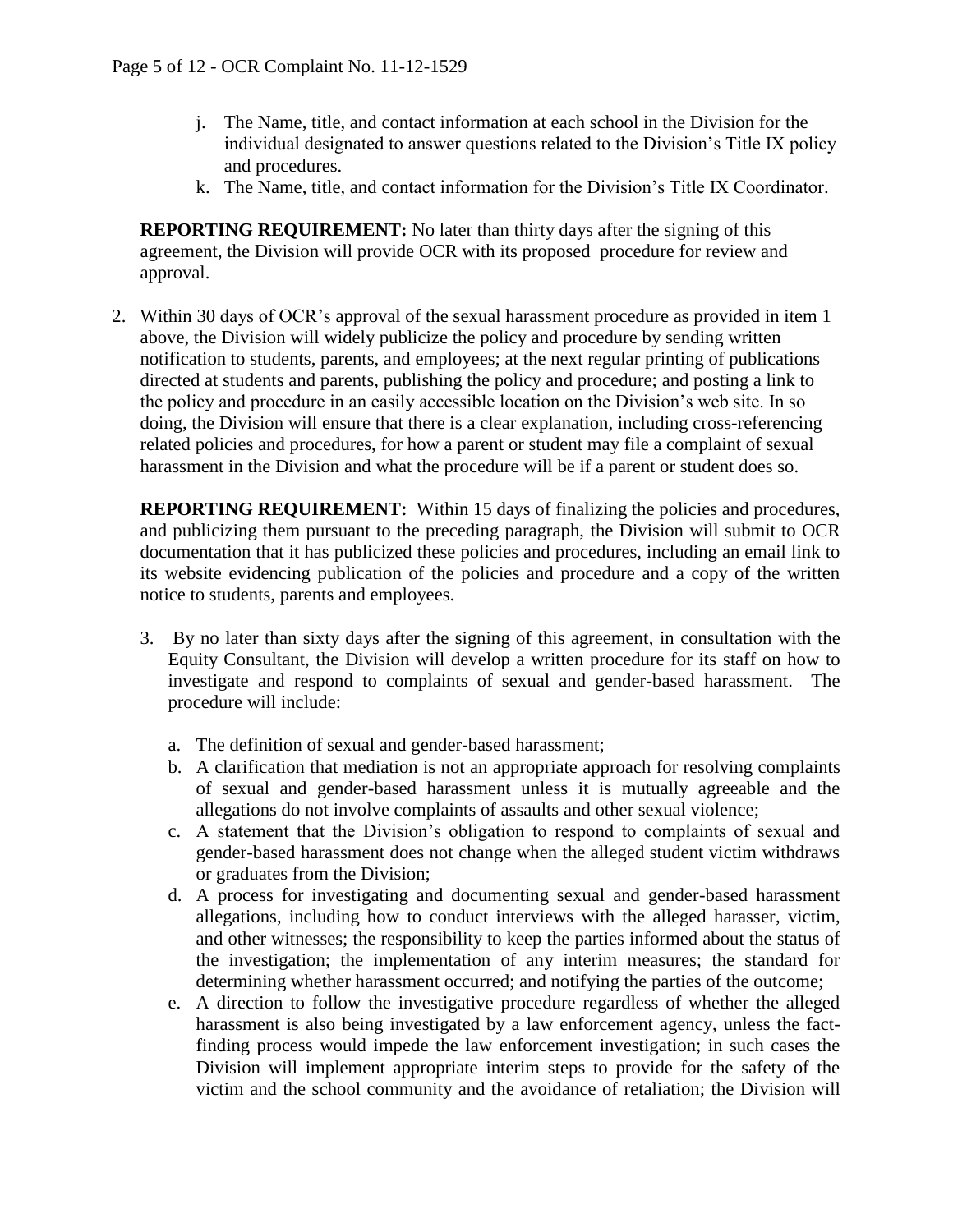j. The Name, title, and contact information at each school in the Division for the individual designated to answer questions related to the Division's Title IX policy and procedures.
   k. The Name, title, and contact information for the Division's Title IX Coordinator.

   **REPORTING REQUIREMENT:** No later than thirty days after the signing of this agreement, the Division will provide OCR with its proposed procedure for review and approval.

2. Within 30 days of OCR's approval of the sexual harassment procedure as provided in item 1 above, the Division will widely publicize the policy and procedure by sending written notification to students, parents, and employees; at the next regular printing of publications directed at students and parents, publishing the policy and procedure; and posting a link to the policy and procedure in an easily accessible location on the Division's web site. In so doing, the Division will ensure that there is a clear explanation, including cross-referencing related policies and procedures, for how a parent or student may file a complaint of sexual harassment in the Division and what the procedure will be if a parent or student does so.

   **REPORTING REQUIREMENT:** Within 15 days of finalizing the policies and procedures, and publicizing them pursuant to the preceding paragraph, the Division will submit to OCR documentation that it has publicized these policies and procedures, including an email link to its website evidencing publication of the policies and procedure and a copy of the written notice to students, parents and employees.

3. By no later than sixty days after the signing of this agreement, in consultation with the Equity Consultant, the Division will develop a written procedure for its staff on how to investigate and respond to complaints of sexual and gender-based harassment. The procedure will include:

   a. The definition of sexual and gender-based harassment;
   b. A clarification that mediation is not an appropriate approach for resolving complaints of sexual and gender-based harassment unless it is mutually agreeable and the allegations do not involve complaints of assaults and other sexual violence;
   c. A statement that the Division's obligation to respond to complaints of sexual and gender-based harassment does not change when the alleged student victim withdraws or graduates from the Division;
   d. A process for investigating and documenting sexual and gender-based harassment allegations, including how to conduct interviews with the alleged harasser, victim, and other witnesses; the responsibility to keep the parties informed about the status of the investigation; the implementation of any interim measures; the standard for determining whether harassment occurred; and notifying the parties of the outcome;
   e. A direction to follow the investigative procedure regardless of whether the alleged harassment is also being investigated by a law enforcement agency, unless the fact-finding process would impede the law enforcement investigation; in such cases the Division will implement appropriate interim steps to provide for the safety of the victim and the school community and the avoidance of retaliation; the Division will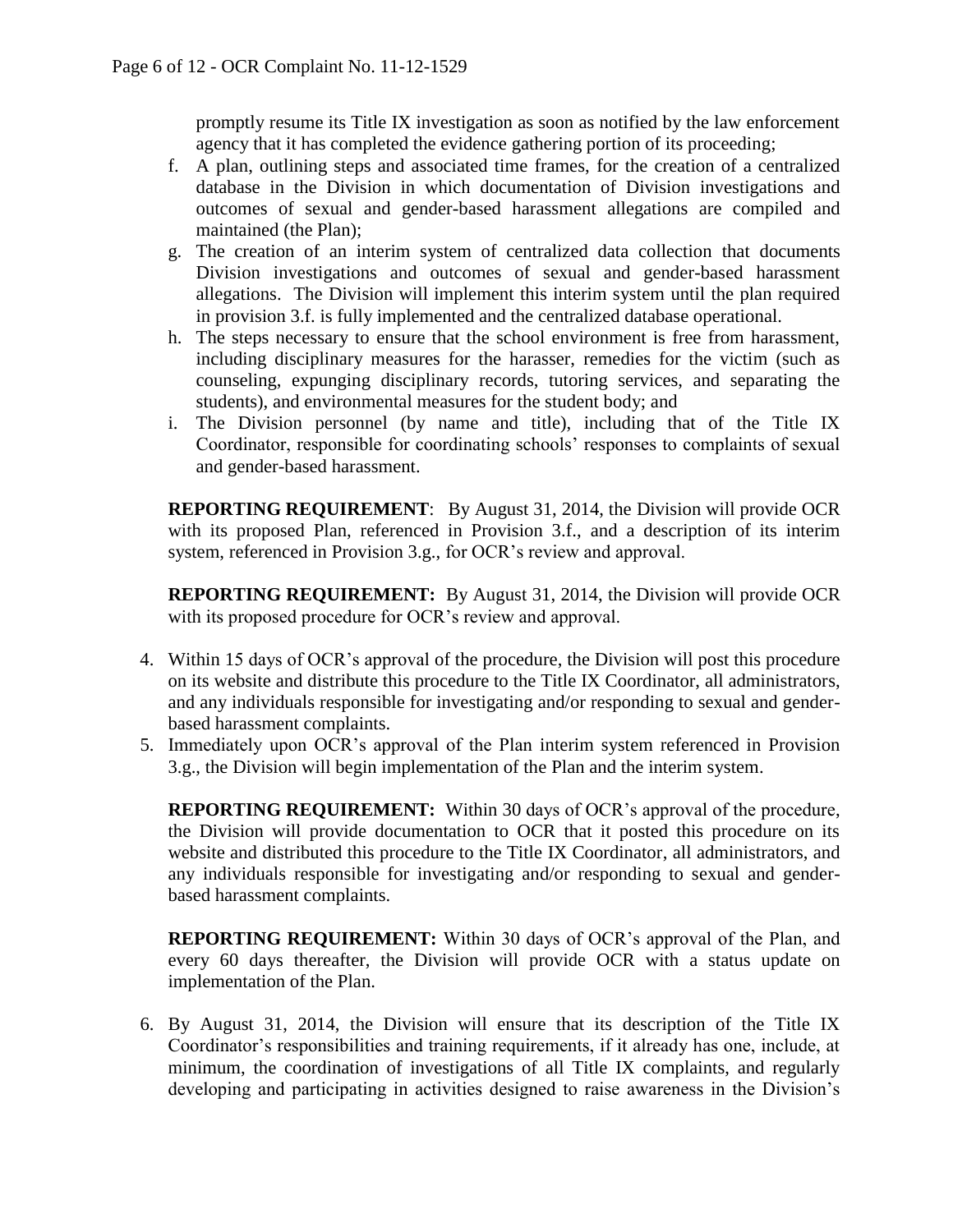promptly resume its Title IX investigation as soon as notified by the law enforcement agency that it has completed the evidence gathering portion of its proceeding;

f. A plan, outlining steps and associated time frames, for the creation of a centralized database in the Division in which documentation of Division investigations and outcomes of sexual and gender-based harassment allegations are compiled and maintained (the Plan);
g. The creation of an interim system of centralized data collection that documents Division investigations and outcomes of sexual and gender-based harassment allegations. The Division will implement this interim system until the plan required in provision 3.f. is fully implemented and the centralized database operational.
h. The steps necessary to ensure that the school environment is free from harassment, including disciplinary measures for the harasser, remedies for the victim (such as counseling, expunging disciplinary records, tutoring services, and separating the students), and environmental measures for the student body; and
i. The Division personnel (by name and title), including that of the Title IX Coordinator, responsible for coordinating schools' responses to complaints of sexual and gender-based harassment.

**REPORTING REQUIREMENT**: By August 31, 2014, the Division will provide OCR with its proposed Plan, referenced in Provision 3.f., and a description of its interim system, referenced in Provision 3.g., for OCR's review and approval.

**REPORTING REQUIREMENT:** By August 31, 2014, the Division will provide OCR with its proposed procedure for OCR's review and approval.

4. Within 15 days of OCR's approval of the procedure, the Division will post this procedure on its website and distribute this procedure to the Title IX Coordinator, all administrators, and any individuals responsible for investigating and/or responding to sexual and gender-based harassment complaints.
5. Immediately upon OCR's approval of the Plan interim system referenced in Provision 3.g., the Division will begin implementation of the Plan and the interim system.

**REPORTING REQUIREMENT:** Within 30 days of OCR's approval of the procedure, the Division will provide documentation to OCR that it posted this procedure on its website and distributed this procedure to the Title IX Coordinator, all administrators, and any individuals responsible for investigating and/or responding to sexual and gender-based harassment complaints.

**REPORTING REQUIREMENT:** Within 30 days of OCR's approval of the Plan, and every 60 days thereafter, the Division will provide OCR with a status update on implementation of the Plan.

6. By August 31, 2014, the Division will ensure that its description of the Title IX Coordinator's responsibilities and training requirements, if it already has one, include, at minimum, the coordination of investigations of all Title IX complaints, and regularly developing and participating in activities designed to raise awareness in the Division's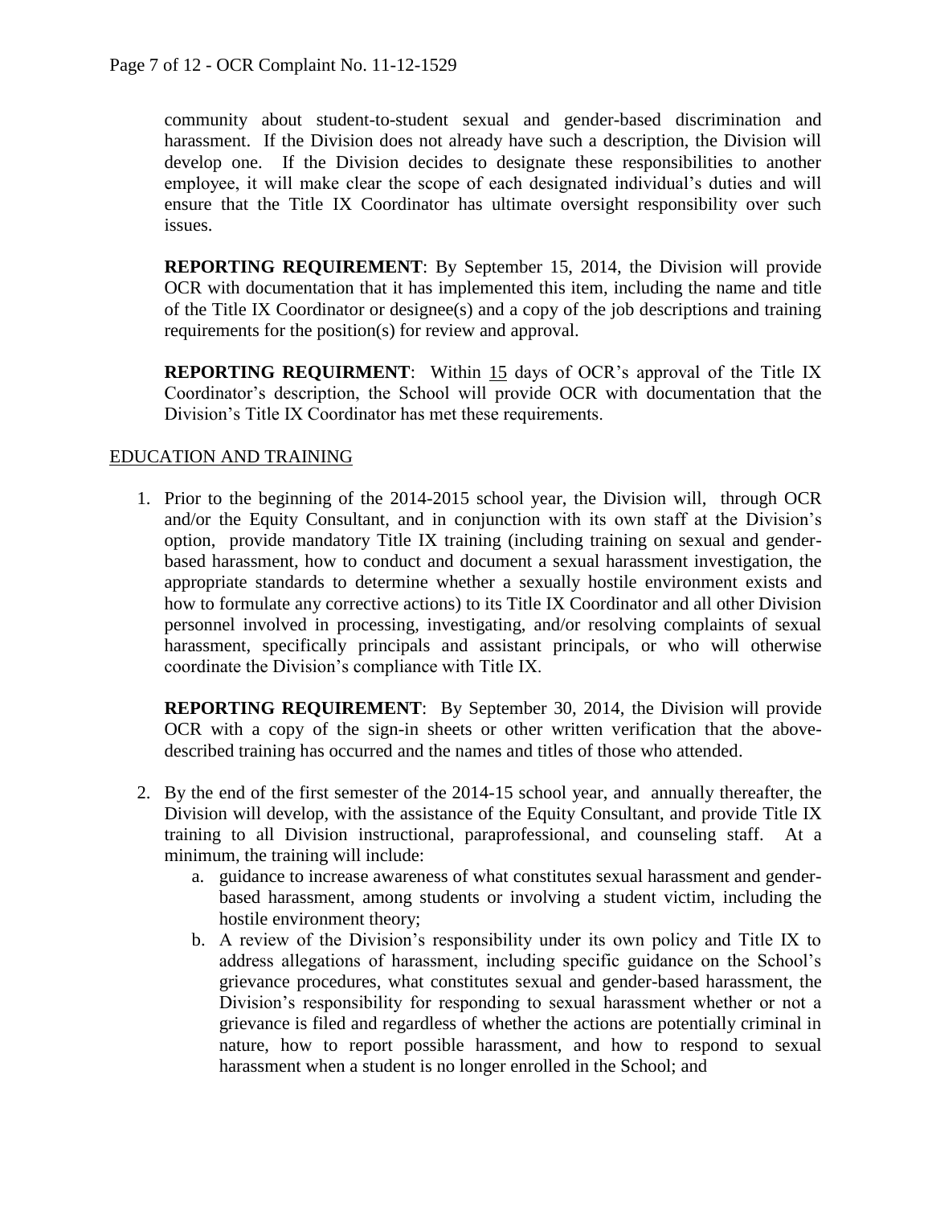community about student-to-student sexual and gender-based discrimination and harassment. If the Division does not already have such a description, the Division will develop one. If the Division decides to designate these responsibilities to another employee, it will make clear the scope of each designated individual's duties and will ensure that the Title IX Coordinator has ultimate oversight responsibility over such issues.

**REPORTING REQUIREMENT**: By September 15, 2014, the Division will provide OCR with documentation that it has implemented this item, including the name and title of the Title IX Coordinator or designee(s) and a copy of the job descriptions and training requirements for the position(s) for review and approval.

**REPORTING REQUIRMENT**: Within 15 days of OCR's approval of the Title IX Coordinator's description, the School will provide OCR with documentation that the Division's Title IX Coordinator has met these requirements.

EDUCATION AND TRAINING

1. Prior to the beginning of the 2014-2015 school year, the Division will, through OCR and/or the Equity Consultant, and in conjunction with its own staff at the Division's option, provide mandatory Title IX training (including training on sexual and gender-based harassment, how to conduct and document a sexual harassment investigation, the appropriate standards to determine whether a sexually hostile environment exists and how to formulate any corrective actions) to its Title IX Coordinator and all other Division personnel involved in processing, investigating, and/or resolving complaints of sexual harassment, specifically principals and assistant principals, or who will otherwise coordinate the Division's compliance with Title IX.

   **REPORTING REQUIREMENT**: By September 30, 2014, the Division will provide OCR with a copy of the sign-in sheets or other written verification that the above-described training has occurred and the names and titles of those who attended.

2. By the end of the first semester of the 2014-15 school year, and annually thereafter, the Division will develop, with the assistance of the Equity Consultant, and provide Title IX training to all Division instructional, paraprofessional, and counseling staff. At a minimum, the training will include:
   a. guidance to increase awareness of what constitutes sexual harassment and gender-based harassment, among students or involving a student victim, including the hostile environment theory;
   b. A review of the Division's responsibility under its own policy and Title IX to address allegations of harassment, including specific guidance on the School's grievance procedures, what constitutes sexual and gender-based harassment, the Division's responsibility for responding to sexual harassment whether or not a grievance is filed and regardless of whether the actions are potentially criminal in nature, how to report possible harassment, and how to respond to sexual harassment when a student is no longer enrolled in the School; and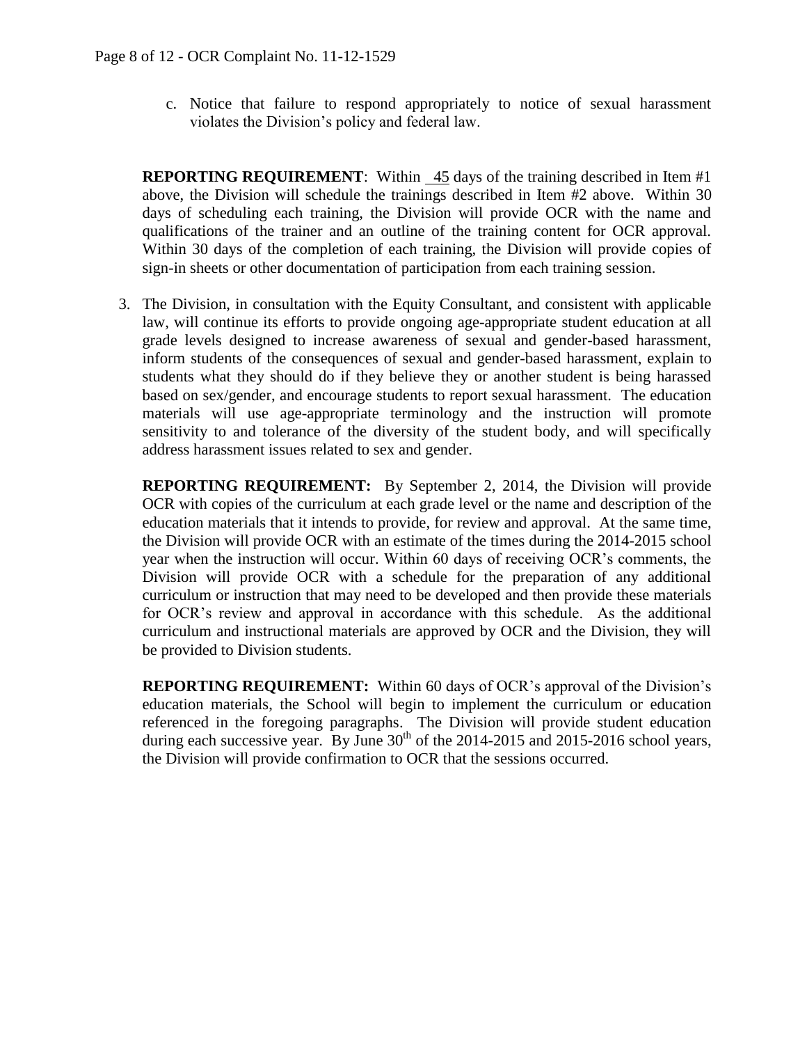c. Notice that failure to respond appropriately to notice of sexual harassment violates the Division's policy and federal law.

**REPORTING REQUIREMENT**: Within 45 days of the training described in Item #1 above, the Division will schedule the trainings described in Item #2 above. Within 30 days of scheduling each training, the Division will provide OCR with the name and qualifications of the trainer and an outline of the training content for OCR approval. Within 30 days of the completion of each training, the Division will provide copies of sign-in sheets or other documentation of participation from each training session.

3. The Division, in consultation with the Equity Consultant, and consistent with applicable law, will continue its efforts to provide ongoing age-appropriate student education at all grade levels designed to increase awareness of sexual and gender-based harassment, inform students of the consequences of sexual and gender-based harassment, explain to students what they should do if they believe they or another student is being harassed based on sex/gender, and encourage students to report sexual harassment. The education materials will use age-appropriate terminology and the instruction will promote sensitivity to and tolerance of the diversity of the student body, and will specifically address harassment issues related to sex and gender.

   **REPORTING REQUIREMENT:** By September 2, 2014, the Division will provide OCR with copies of the curriculum at each grade level or the name and description of the education materials that it intends to provide, for review and approval. At the same time, the Division will provide OCR with an estimate of the times during the 2014-2015 school year when the instruction will occur. Within 60 days of receiving OCR's comments, the Division will provide OCR with a schedule for the preparation of any additional curriculum or instruction that may need to be developed and then provide these materials for OCR's review and approval in accordance with this schedule. As the additional curriculum and instructional materials are approved by OCR and the Division, they will be provided to Division students.

   **REPORTING REQUIREMENT:** Within 60 days of OCR's approval of the Division's education materials, the School will begin to implement the curriculum or education referenced in the foregoing paragraphs. The Division will provide student education during each successive year. By June 30th of the 2014-2015 and 2015-2016 school years, the Division will provide confirmation to OCR that the sessions occurred.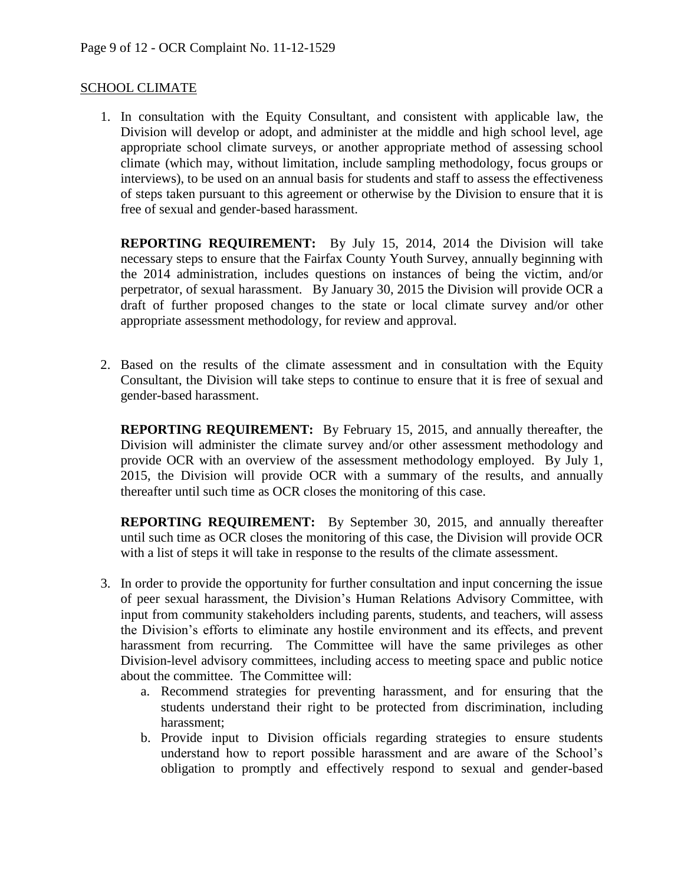SCHOOL CLIMATE

1. In consultation with the Equity Consultant, and consistent with applicable law, the Division will develop or adopt, and administer at the middle and high school level, age appropriate school climate surveys, or another appropriate method of assessing school climate (which may, without limitation, include sampling methodology, focus groups or interviews), to be used on an annual basis for students and staff to assess the effectiveness of steps taken pursuant to this agreement or otherwise by the Division to ensure that it is free of sexual and gender-based harassment.

   **REPORTING REQUIREMENT:** By July 15, 2014, 2014 the Division will take necessary steps to ensure that the Fairfax County Youth Survey, annually beginning with the 2014 administration, includes questions on instances of being the victim, and/or perpetrator, of sexual harassment. By January 30, 2015 the Division will provide OCR a draft of further proposed changes to the state or local climate survey and/or other appropriate assessment methodology, for review and approval.

2. Based on the results of the climate assessment and in consultation with the Equity Consultant, the Division will take steps to continue to ensure that it is free of sexual and gender-based harassment.

   **REPORTING REQUIREMENT:** By February 15, 2015, and annually thereafter, the Division will administer the climate survey and/or other assessment methodology and provide OCR with an overview of the assessment methodology employed. By July 1, 2015, the Division will provide OCR with a summary of the results, and annually thereafter until such time as OCR closes the monitoring of this case.

   **REPORTING REQUIREMENT:** By September 30, 2015, and annually thereafter until such time as OCR closes the monitoring of this case, the Division will provide OCR with a list of steps it will take in response to the results of the climate assessment.

3. In order to provide the opportunity for further consultation and input concerning the issue of peer sexual harassment, the Division's Human Relations Advisory Committee, with input from community stakeholders including parents, students, and teachers, will assess the Division's efforts to eliminate any hostile environment and its effects, and prevent harassment from recurring. The Committee will have the same privileges as other Division-level advisory committees, including access to meeting space and public notice about the committee. The Committee will:
   a. Recommend strategies for preventing harassment, and for ensuring that the students understand their right to be protected from discrimination, including harassment;
   b. Provide input to Division officials regarding strategies to ensure students understand how to report possible harassment and are aware of the School's obligation to promptly and effectively respond to sexual and gender-based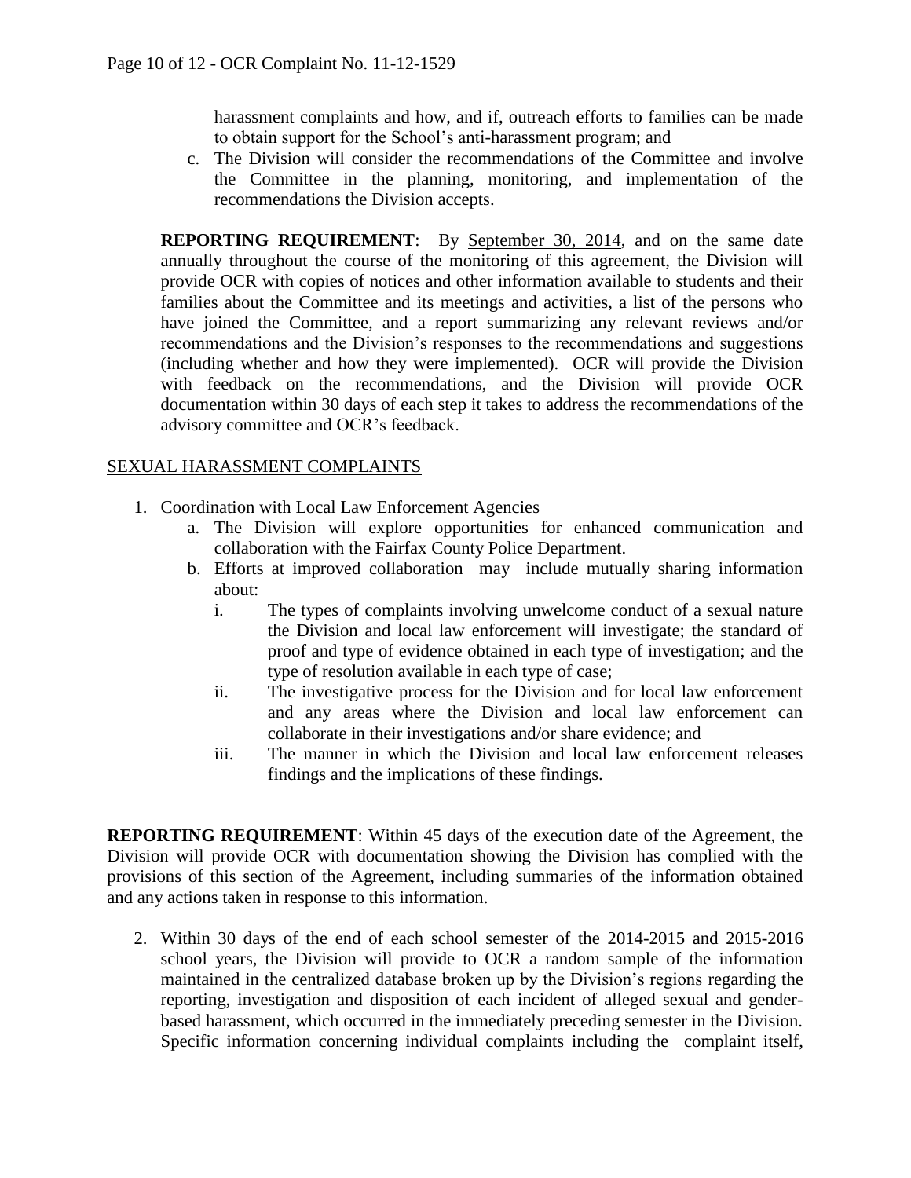harassment complaints and how, and if, outreach efforts to families can be made to obtain support for the School's anti-harassment program; and

c. The Division will consider the recommendations of the Committee and involve the Committee in the planning, monitoring, and implementation of the recommendations the Division accepts.

**REPORTING REQUIREMENT**: By September 30, 2014, and on the same date annually throughout the course of the monitoring of this agreement, the Division will provide OCR with copies of notices and other information available to students and their families about the Committee and its meetings and activities, a list of the persons who have joined the Committee, and a report summarizing any relevant reviews and/or recommendations and the Division's responses to the recommendations and suggestions (including whether and how they were implemented). OCR will provide the Division with feedback on the recommendations, and the Division will provide OCR documentation within 30 days of each step it takes to address the recommendations of the advisory committee and OCR's feedback.

SEXUAL HARASSMENT COMPLAINTS

1. Coordination with Local Law Enforcement Agencies
   a. The Division will explore opportunities for enhanced communication and collaboration with the Fairfax County Police Department.
   b. Efforts at improved collaboration may include mutually sharing information about:
      i. The types of complaints involving unwelcome conduct of a sexual nature the Division and local law enforcement will investigate; the standard of proof and type of evidence obtained in each type of investigation; and the type of resolution available in each type of case;
      ii. The investigative process for the Division and for local law enforcement and any areas where the Division and local law enforcement can collaborate in their investigations and/or share evidence; and
      iii. The manner in which the Division and local law enforcement releases findings and the implications of these findings.

**REPORTING REQUIREMENT**: Within 45 days of the execution date of the Agreement, the Division will provide OCR with documentation showing the Division has complied with the provisions of this section of the Agreement, including summaries of the information obtained and any actions taken in response to this information.

2. Within 30 days of the end of each school semester of the 2014-2015 and 2015-2016 school years, the Division will provide to OCR a random sample of the information maintained in the centralized database broken up by the Division's regions regarding the reporting, investigation and disposition of each incident of alleged sexual and gender-based harassment, which occurred in the immediately preceding semester in the Division. Specific information concerning individual complaints including the complaint itself,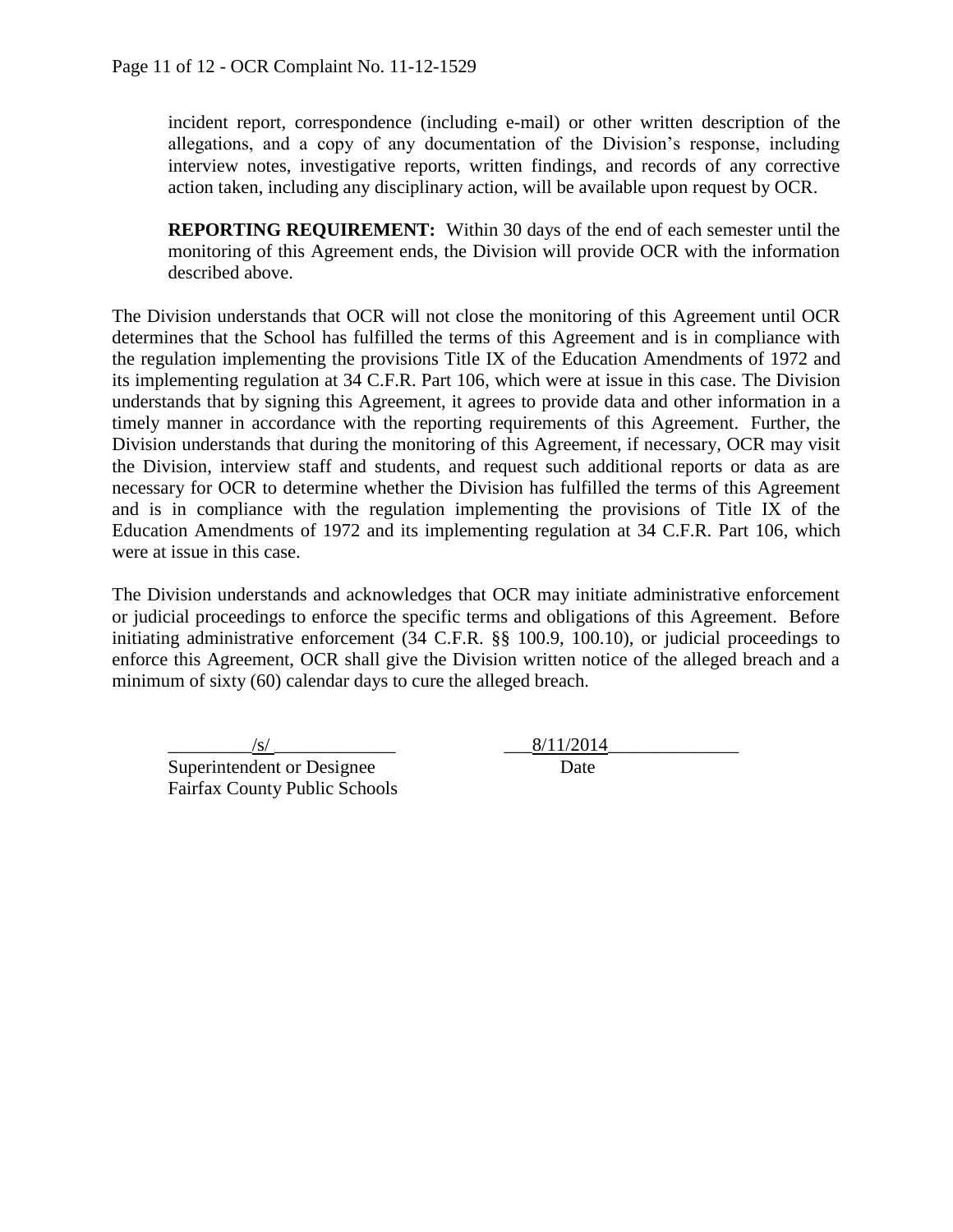incident report, correspondence (including e-mail) or other written description of the allegations, and a copy of any documentation of the Division's response, including interview notes, investigative reports, written findings, and records of any corrective action taken, including any disciplinary action, will be available upon request by OCR.

**REPORTING REQUIREMENT:** Within 30 days of the end of each semester until the monitoring of this Agreement ends, the Division will provide OCR with the information described above.

The Division understands that OCR will not close the monitoring of this Agreement until OCR determines that the School has fulfilled the terms of this Agreement and is in compliance with the regulation implementing the provisions Title IX of the Education Amendments of 1972 and its implementing regulation at 34 C.F.R. Part 106, which were at issue in this case. The Division understands that by signing this Agreement, it agrees to provide data and other information in a timely manner in accordance with the reporting requirements of this Agreement. Further, the Division understands that during the monitoring of this Agreement, if necessary, OCR may visit the Division, interview staff and students, and request such additional reports or data as are necessary for OCR to determine whether the Division has fulfilled the terms of this Agreement and is in compliance with the regulation implementing the provisions of Title IX of the Education Amendments of 1972 and its implementing regulation at 34 C.F.R. Part 106, which were at issue in this case.

The Division understands and acknowledges that OCR may initiate administrative enforcement or judicial proceedings to enforce the specific terms and obligations of this Agreement. Before initiating administrative enforcement (34 C.F.R. §§ 100.9, 100.10), or judicial proceedings to enforce this Agreement, OCR shall give the Division written notice of the alleged breach and a minimum of sixty (60) calendar days to cure the alleged breach.

/s/ | 8/11/2014
Superintendent or Designee | Date
Fairfax County Public Schools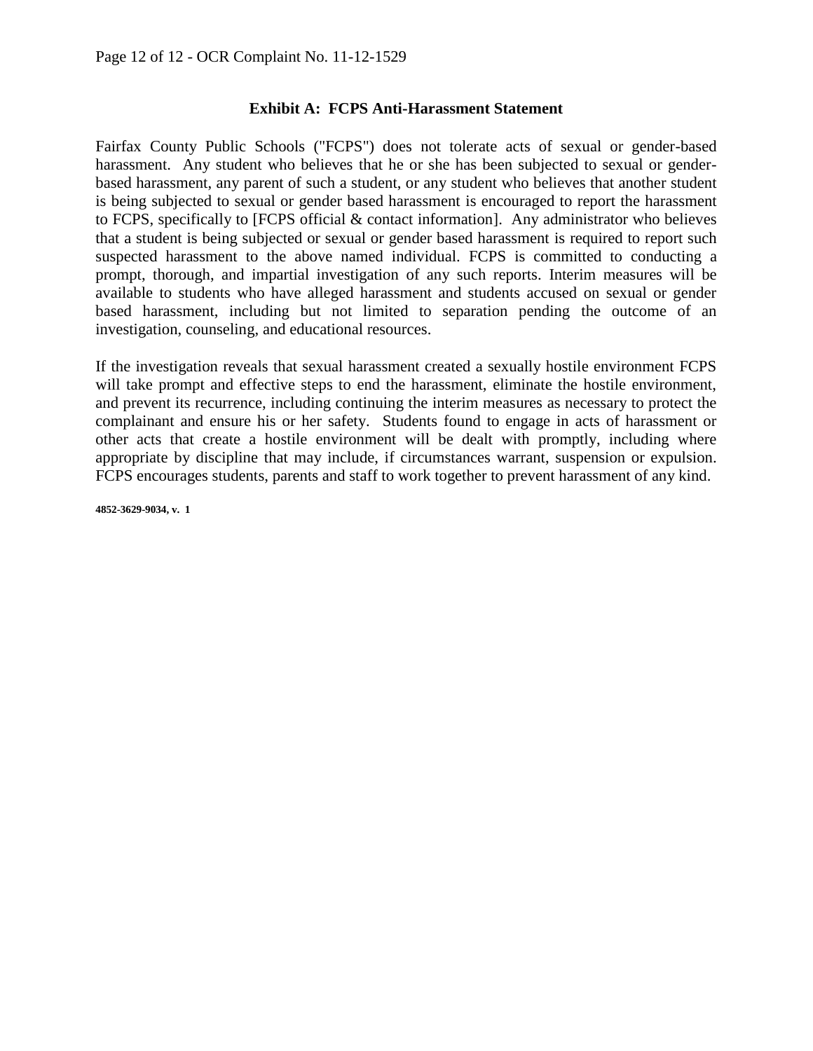**Exhibit A: FCPS Anti-Harassment Statement**

Fairfax County Public Schools ("FCPS") does not tolerate acts of sexual or gender-based harassment. Any student who believes that he or she has been subjected to sexual or gender-based harassment, any parent of such a student, or any student who believes that another student is being subjected to sexual or gender based harassment is encouraged to report the harassment to FCPS, specifically to [FCPS official & contact information]. Any administrator who believes that a student is being subjected or sexual or gender based harassment is required to report such suspected harassment to the above named individual. FCPS is committed to conducting a prompt, thorough, and impartial investigation of any such reports. Interim measures will be available to students who have alleged harassment and students accused on sexual or gender based harassment, including but not limited to separation pending the outcome of an investigation, counseling, and educational resources.

If the investigation reveals that sexual harassment created a sexually hostile environment FCPS will take prompt and effective steps to end the harassment, eliminate the hostile environment, and prevent its recurrence, including continuing the interim measures as necessary to protect the complainant and ensure his or her safety. Students found to engage in acts of harassment or other acts that create a hostile environment will be dealt with promptly, including where appropriate by discipline that may include, if circumstances warrant, suspension or expulsion. FCPS encourages students, parents and staff to work together to prevent harassment of any kind.

**4852-3629-9034, v. 1**